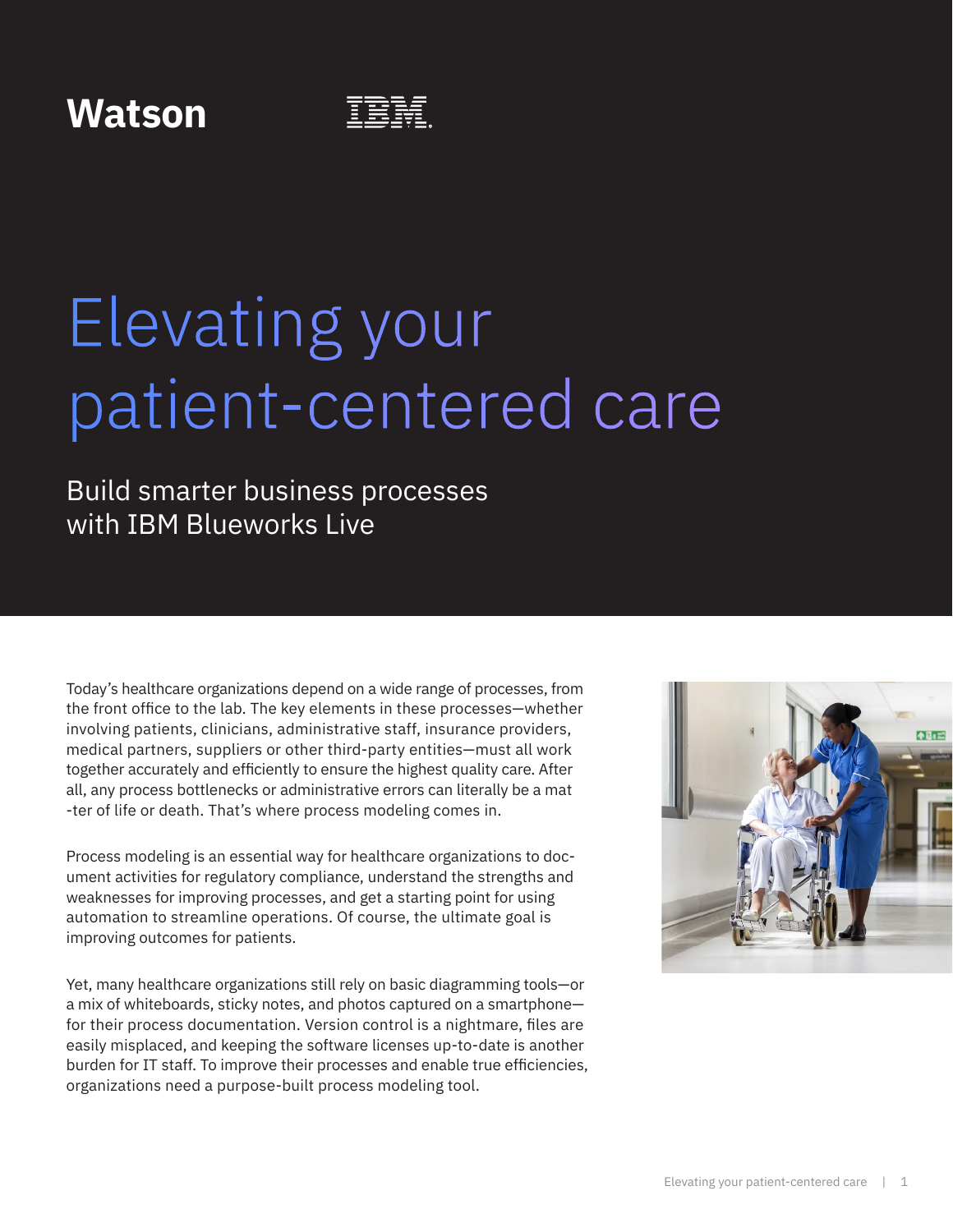Watson IBM

# Elevating your patient-centered care

## Build smarter business processes with IBM Blueworks Live

Today's healthcare organizations depend on a wide range of processes, from the front office to the lab. The key elements in these processes—whether involving patients, clinicians, administrative staff, insurance providers, medical partners, suppliers or other third-party entities—must all work together accurately and efficiently to ensure the highest quality care. After all, any process bottlenecks or administrative errors can literally be a matter of life or death. That's where process modeling comes in.

Process modeling is an essential way for healthcare organizations to document activities for regulatory compliance, understand the strengths and weaknesses for improving processes, and get a starting point for using automation to streamline operations. Of course, the ultimate goal is improving outcomes for patients.

Yet, many healthcare organizations still rely on basic diagramming tools—or a mix of whiteboards, sticky notes, and photos captured on a smartphone—for their process documentation. Version control is a nightmare, files are easily misplaced, and keeping the software licenses up-to-date is another burden for IT staff. To improve their processes and enable true efficiencies, organizations need a purpose-built process modeling tool.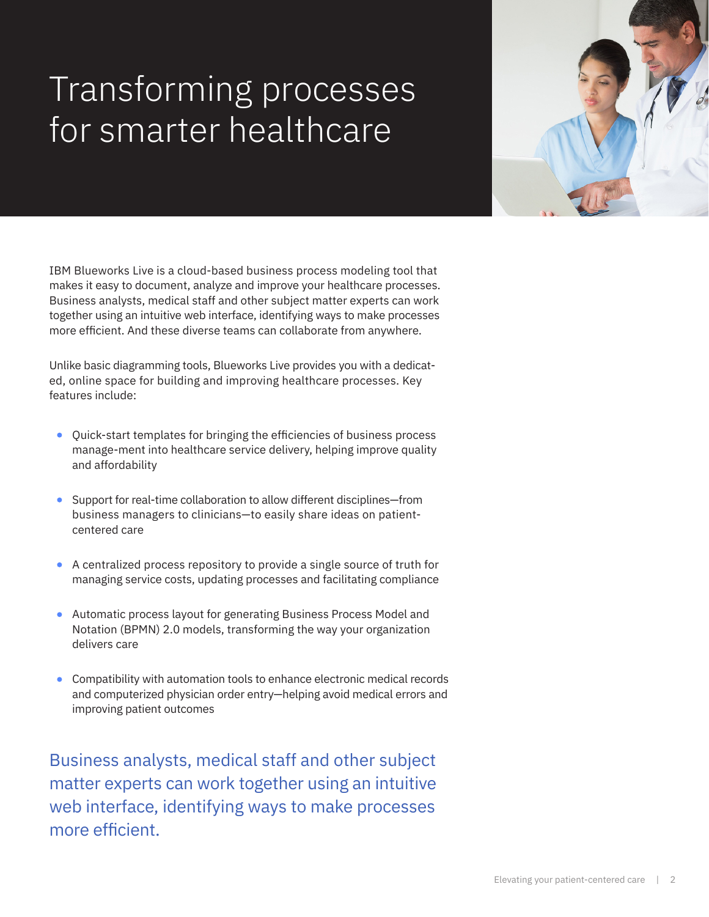# Transforming processes for smarter healthcare

IBM Blueworks Live is a cloud-based business process modeling tool that makes it easy to document, analyze and improve your healthcare processes. Business analysts, medical staff and other subject matter experts can work together using an intuitive web interface, identifying ways to make processes more efficient. And these diverse teams can collaborate from anywhere.

Unlike basic diagramming tools, Blueworks Live provides you with a dedicated, online space for building and improving healthcare processes. Key features include:

- Quick-start templates for bringing the efficiencies of business process manage-ment into healthcare service delivery, helping improve quality and affordability
- Support for real-time collaboration to allow different disciplines—from business managers to clinicians—to easily share ideas on patient-centered care
- A centralized process repository to provide a single source of truth for managing service costs, updating processes and facilitating compliance
- Automatic process layout for generating Business Process Model and Notation (BPMN) 2.0 models, transforming the way your organization delivers care
- Compatibility with automation tools to enhance electronic medical records and computerized physician order entry—helping avoid medical errors and improving patient outcomes

Business analysts, medical staff and other subject matter experts can work together using an intuitive web interface, identifying ways to make processes more efficient.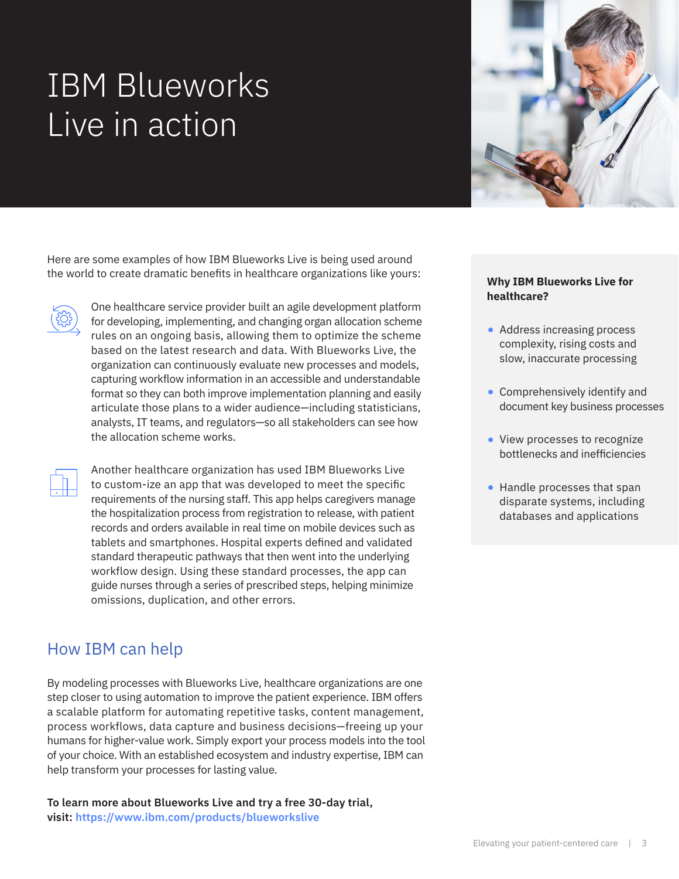# IBM Blueworks Live in action

Here are some examples of how IBM Blueworks Live is being used around the world to create dramatic benefits in healthcare organizations like yours:

One healthcare service provider built an agile development platform for developing, implementing, and changing organ allocation scheme rules on an ongoing basis, allowing them to optimize the scheme based on the latest research and data. With Blueworks Live, the organization can continuously evaluate new processes and models, capturing workflow information in an accessible and understandable format so they can both improve implementation planning and easily articulate those plans to a wider audience—including statisticians, analysts, IT teams, and regulators—so all stakeholders can see how the allocation scheme works.

Another healthcare organization has used IBM Blueworks Live to custom-ize an app that was developed to meet the specific requirements of the nursing staff. This app helps caregivers manage the hospitalization process from registration to release, with patient records and orders available in real time on mobile devices such as tablets and smartphones. Hospital experts defined and validated standard therapeutic pathways that then went into the underlying workflow design. Using these standard processes, the app can guide nurses through a series of prescribed steps, helping minimize omissions, duplication, and other errors.

## How IBM can help

By modeling processes with Blueworks Live, healthcare organizations are one step closer to using automation to improve the patient experience. IBM offers a scalable platform for automating repetitive tasks, content management, process workflows, data capture and business decisions—freeing up your humans for higher-value work. Simply export your process models into the tool of your choice. With an established ecosystem and industry expertise, IBM can help transform your processes for lasting value.

**To learn more about Blueworks Live and try a free 30-day trial, visit: https://www.ibm.com/products/blueworkslive**

**Why IBM Blueworks Live for healthcare?**

- Address increasing process complexity, rising costs and slow, inaccurate processing
- Comprehensively identify and document key business processes
- View processes to recognize bottlenecks and inefficiencies
- Handle processes that span disparate systems, including databases and applications